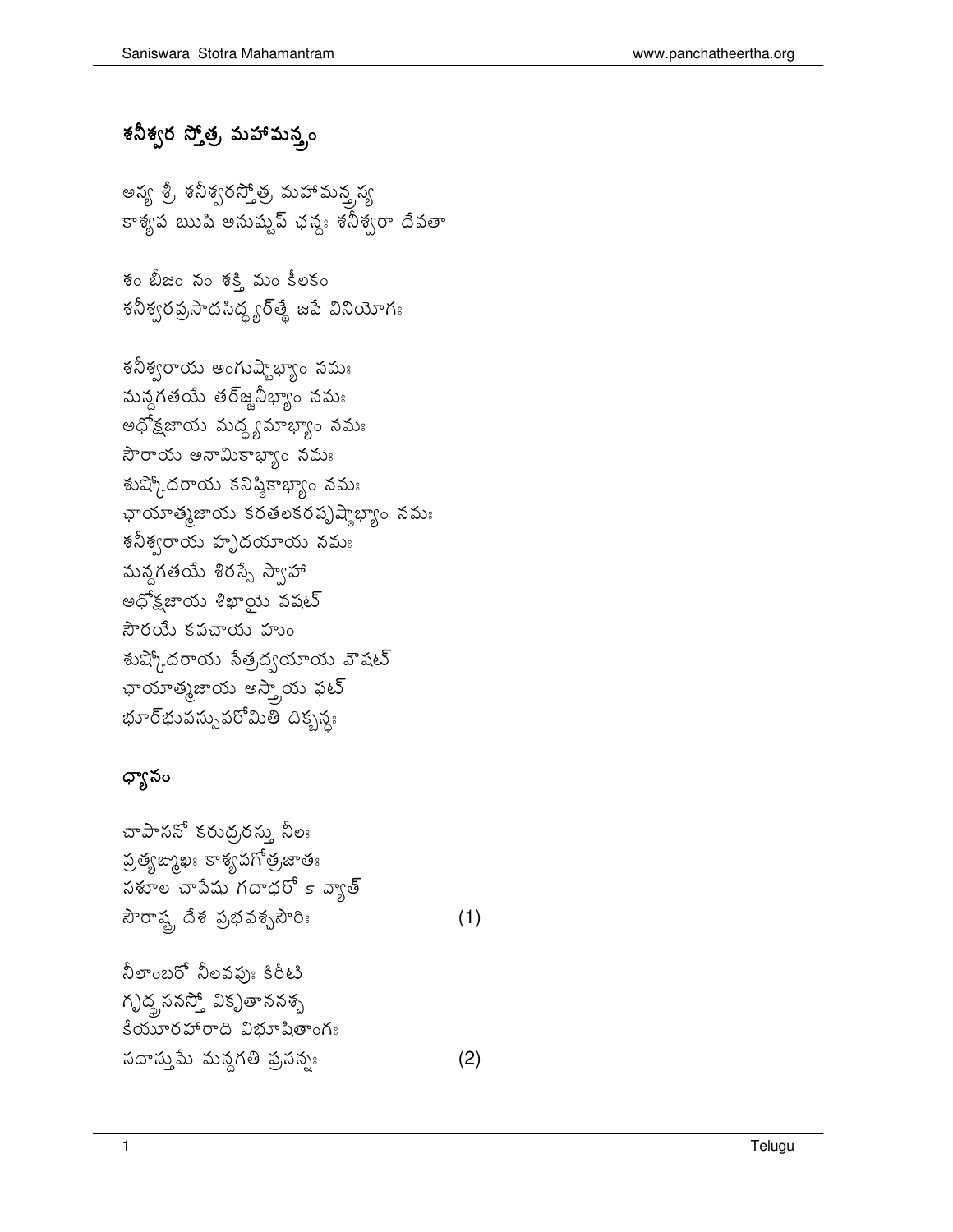# శనీశ్వర స్తోత్ర మహామన్త్రం

అస్య శ్రీ శనీశ్వరస్తోత్ర మహామన్త్రస్య
కాశ్యప ఋషి అనుష్టుప్ ఛన్దః శనీశ్వరా దేవతా

శం బీజం నం శక్తి మం కీలకం
శనీశ్వరప్రసాదసిద్ధ్యర్త్థే జపే వినియోగః

శనీశ్వరాయ అంగుష్టాభ్యాం నమః
మన్దగతయే తర్జనీభ్యాం నమః
అధోక్షజాయ మధ్యమాభ్యాం నమః
సౌరాయ అనామికాభ్యాం నమః
శుష్కోదరాయ కనిష్ఠికాభ్యాం నమః
ఛాయాత్మజాయ కరతలకరపృష్ఠాభ్యాం నమః
శనీశ్వరాయ హృదయాయ నమః
మన్దగతయే శిరస్సే స్వాహా
అధోక్షజాయ శిఖాయై వషట్
సౌరయే కవచాయ హుం
శుష్కోదరాయ నేత్రద్వయాయ వౌషట్
ఛాయాత్మజాయ అస్త్రాయ ఫట్
భూర్భువస్సువరోమితి దిక్బన్ధః

## ధ్యానం

చాపాసనో కరుద్రరస్తు నీలః
ప్రత్యఙ్ముఖః కాశ్యపగోత్రజాతః
సశూల చాపేషు గదాధరో ऽ వ్యాత్
సౌరాష్ట్ర దేశ ప్రభవశ్చసౌరిః (1)

నీలాంబరో నీలవపుః కిరీటి
గృధ్రసనస్తో వికృతాననశ్చ
కేయూరహారాది విభూషితాంగః
సదాస్తుమే మన్దగతి ప్రసన్నః (2)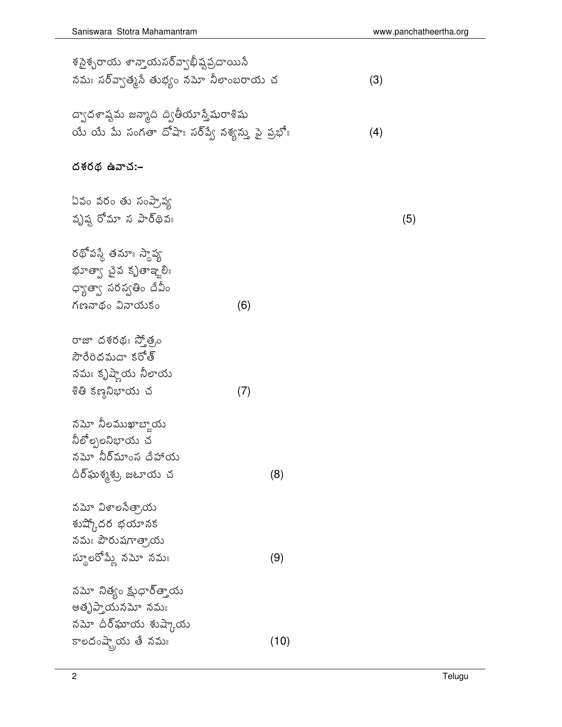శనైశ్చరాయ శాన్తాయసర్వాభీష్టప్రదాయినే
నమః సర్వాత్మనే తుభ్యం నమో నీలాంబరాయ చ (3)

ద్వాదశాష్టమ జన్మాది ద్వితీయాన్తేషురాశిషు
యే యే మే సంగతా దోషాః సర్వే నశ్యన్తు వై ప్రభోః (4)

**దశరథ ఉవాచ:–**

ఏవం వరం తు సంప్రాప్య
హృష్ట రోమా స పార్థివః (5)

రథోపస్థే తనూః స్థాప్య
భూత్వా చైవ కృతాఞ్జలిః
ధ్యాత్వా సరస్వతిం దేవీం
గణనాథం వినాయకం (6)

రాజా దశరథః స్తోత్రం
సౌరేరిదమదా కరోత్
నమః కృష్ణాయ నీలాయ
శితి కణ్ఠనిభాయ చ (7)

నమో నీలముఖాబ్జాయ
నీలోత్పలనిభాయ చ
నమో నిర్మాంస దేహాయ
దీర్ఘశ్మశ్రు జటాయ చ (8)

నమో విశాలనేత్రాయ
శుష్కోదర భయానక
నమః పౌరుషగాత్రాయ
స్థూలరోమ్ణే నమో నమః (9)

నమో నిత్యం క్షుధార్త్తాయ
అతృప్తాయనమో నమః
నమో దీర్ఘాయ శుష్కాయ
కాలదంష్ట్రాయ తే నమః (10)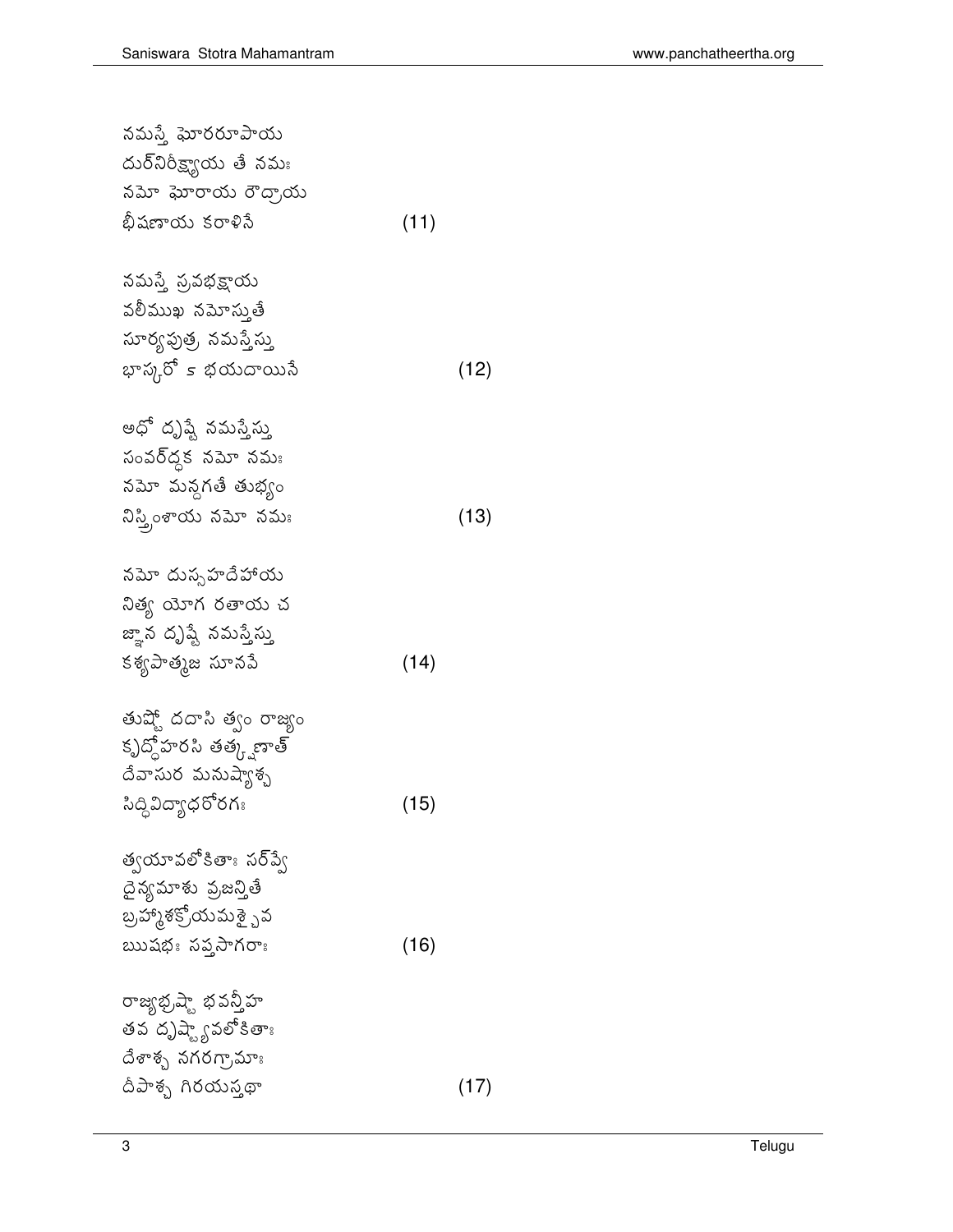నమస్తే ఘోరరూపాయ
దుర్నిరీక్ష్యాయ తే నమః
నమో ఘోరాయ రౌద్రాయ
భీషణాయ కరాళినే (11)

నమస్తే ప్రవభక్షాయ
వలీముఖ నమోస్తుతే
సూర్యపుత్ర నమస్తేస్తు
భాస్కరో ఽ భయదాయినే (12)

అధో దృష్టే నమస్తేస్తు
సంవర్ద్ధక నమో నమః
నమో మన్దగతే తుభ్యం
నిస్త్రింశాయ నమో నమః (13)

నమో దుస్సహదేహాయ
నిత్య యోగ రతాయ చ
జ్ఞాన దృష్టే నమస్తేస్తు
కశ్యపాత్మజ సూనవే (14)

తుష్టో దదాసి త్వం రాజ్యం
క్రుద్ధోహరసి తత్క్షణాత్
దేవాసుర మనుష్యాశ్చ
సిద్ధవిద్యాధరోరగః (15)

త్వయావలోకితాః సర్వే
దైన్యమాశు వ్రజన్తితే
బ్రహ్మాశక్రోయమశ్చైవ
ఋషభః సప్తసాగరాః (16)

రాజ్యభ్రష్టా భవన్తీహ
తవ దృష్ట్యావలోకితాః
దేశాశ్చ నగరగ్రామాః
దీపాశ్చ గిరయస్తథా (17)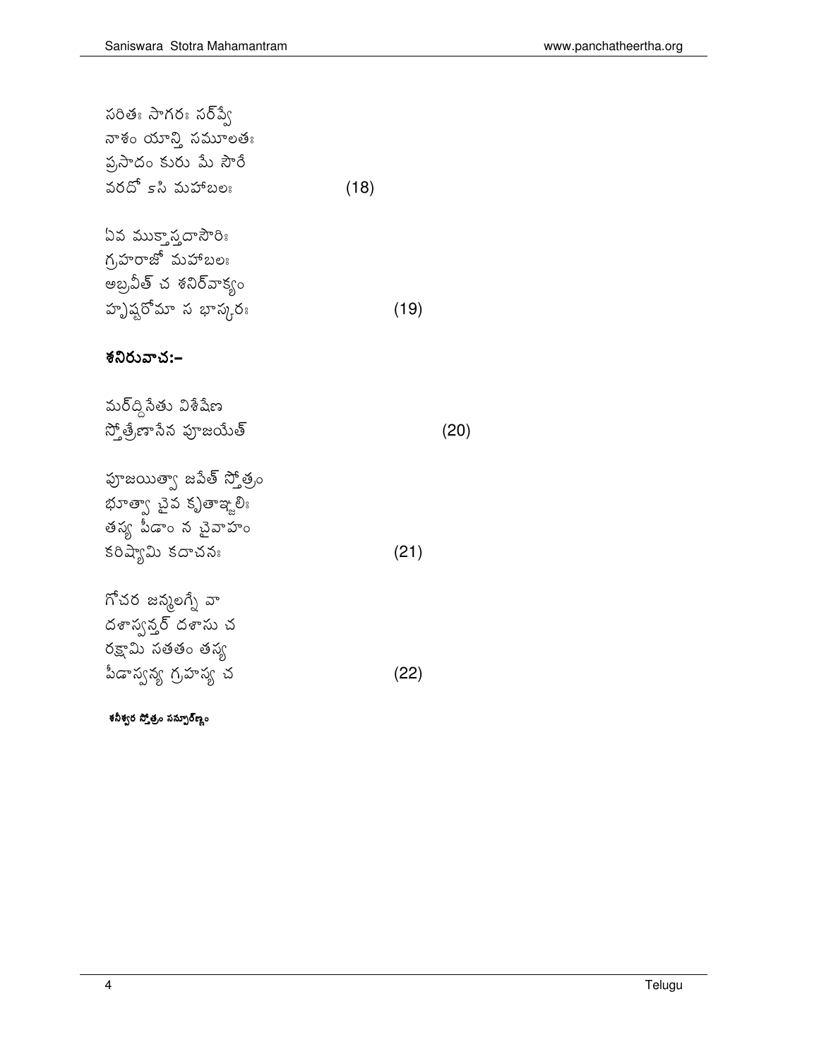సరితః సాగరః సర్వే
నాశం యాన్తి సమూలతః
ప్రసాదం కురు మే సౌరే
వరదో ऽసి మహాబలః (18)

ఏవ ముక్తాస్తదాసౌరిః
గ్రహరాజో మహాబలః
అబ్రవీత్ చ శనిర్వాక్యం
హృష్టరోమా స భాస్కరః (19)

**శనిరువాచః-**

మర్ద్దిసేతు విశేషేణ
స్తోత్రేణానేన పూజయేత్ (20)

పూజయిత్వా జపేత్ స్తోత్రం
భూత్వా చైవ కృతాఞ్జలిః
తస్య పీడాం న చైవాహం
కరిష్యామి కదాచనః (21)

గోచర జన్మలగ్నే వా
దశాస్వన్తర్ దశాసు చ
రక్షామి సతతం తస్య
పీడాస్వన్య గ్రహస్య చ (22)

శనీశ్వర స్తోత్రం సమ్పూర్ణం